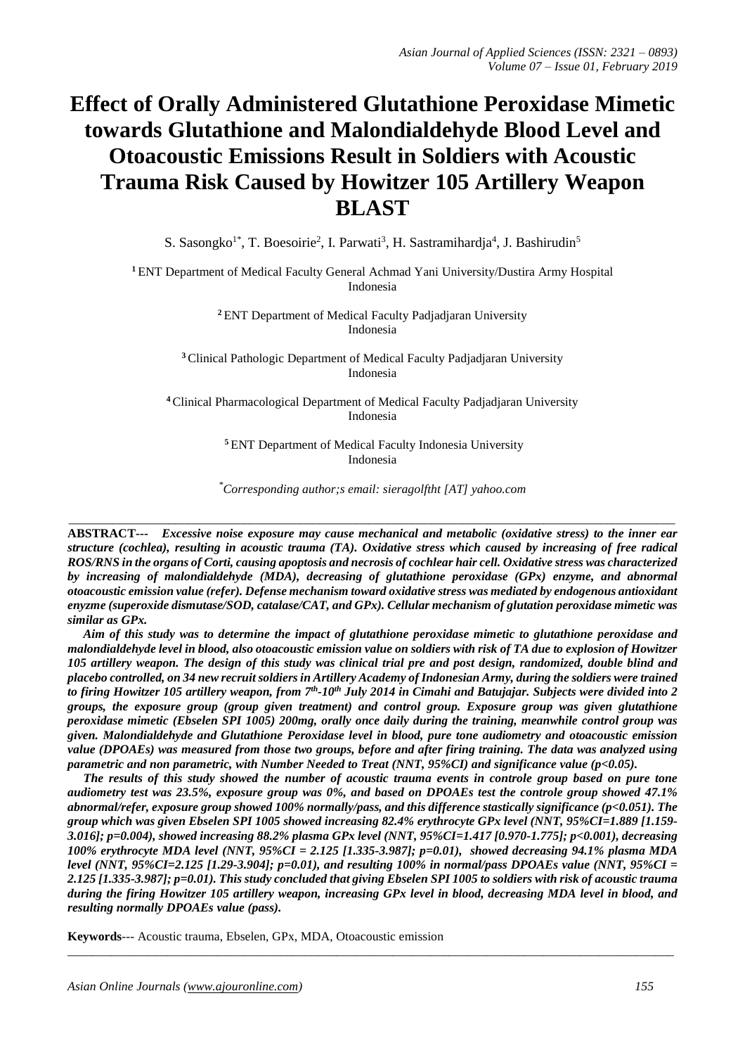# Effect of Orally Administered Glutathione Peroxidase Mimetic towards Glutathione and Malondialdehyde Blood Level and Otoacoustic Emissions Result in Soldiers with Acoustic Trauma Risk Caused by Howitzer 105 Artillery Weapon BLAST

S. Sasongko[1*], T. Boesoirie[2], I. Parwati[3], H. Sastramihardja[4], J. Bashirudin[5]

[1] ENT Department of Medical Faculty General Achmad Yani University/Dustira Army Hospital Indonesia

[2] ENT Department of Medical Faculty Padjadjaran University Indonesia

[3] Clinical Pathologic Department of Medical Faculty Padjadjaran University Indonesia

[4] Clinical Pharmacological Department of Medical Faculty Padjadjaran University Indonesia

[5] ENT Department of Medical Faculty Indonesia University Indonesia

*Corresponding author;s email: sieragolftht [AT] yahoo.com

---

**ABSTRACT---** ***Excessive noise exposure may cause mechanical and metabolic (oxidative stress) to the inner ear structure (cochlea), resulting in acoustic trauma (TA). Oxidative stress which caused by increasing of free radical ROS/RNS in the organs of Corti, causing apoptosis and necrosis of cochlear hair cell. Oxidative stress was characterized by increasing of malondialdehyde (MDA), decreasing of glutathione peroxidase (GPx) enzyme, and abnormal otoacoustic emission value (refer). Defense mechanism toward oxidative stress was mediated by endogenous antioxidant enyzme (superoxide dismutase/SOD, catalase/CAT, and GPx). Cellular mechanism of glutation peroxidase mimetic was similar as GPx.***

***Aim of this study was to determine the impact of glutathione peroxidase mimetic to glutathione peroxidase and malondialdehyde level in blood, also otoacoustic emission value on soldiers with risk of TA due to explosion of Howitzer 105 artillery weapon. The design of this study was clinical trial pre and post design, randomized, double blind and placebo controlled, on 34 new recruit soldiers in Artillery Academy of Indonesian Army, during the soldiers were trained to firing Howitzer 105 artillery weapon, from 7th-10th July 2014 in Cimahi and Batujajar. Subjects were divided into 2 groups, the exposure group (group given treatment) and control group. Exposure group was given glutathione peroxidase mimetic (Ebselen SPI 1005) 200mg, orally once daily during the training, meanwhile control group was given. Malondialdehyde and Glutathione Peroxidase level in blood, pure tone audiometry and otoacoustic emission value (DPOAEs) was measured from those two groups, before and after firing training. The data was analyzed using parametric and non parametric, with Number Needed to Treat (NNT, 95%CI) and significance value (p<0.05).***

***The results of this study showed the number of acoustic trauma events in controle group based on pure tone audiometry test was 23.5%, exposure group was 0%, and based on DPOAEs test the controle group showed 47.1% abnormal/refer, exposure group showed 100% normally/pass, and this difference stastically significance (p<0.051). The group which was given Ebselen SPI 1005 showed increasing 82.4% erythrocyte GPx level (NNT, 95%CI=1.889 [1.159-3.016]; p=0.004), showed increasing 88.2% plasma GPx level (NNT, 95%CI=1.417 [0.970-1.775]; p<0.001), decreasing 100% erythrocyte MDA level (NNT, 95%CI = 2.125 [1.335-3.987]; p=0.01), showed decreasing 94.1% plasma MDA level (NNT, 95%CI=2.125 [1.29-3.904]; p=0.01), and resulting 100% in normal/pass DPOAEs value (NNT, 95%CI = 2.125 [1.335-3.987]; p=0.01). This study concluded that giving Ebselen SPI 1005 to soldiers with risk of acoustic trauma during the firing Howitzer 105 artillery weapon, increasing GPx level in blood, decreasing MDA level in blood, and resulting normally DPOAEs value (pass).***

**Keywords**--- Acoustic trauma, Ebselen, GPx, MDA, Otoacoustic emission

---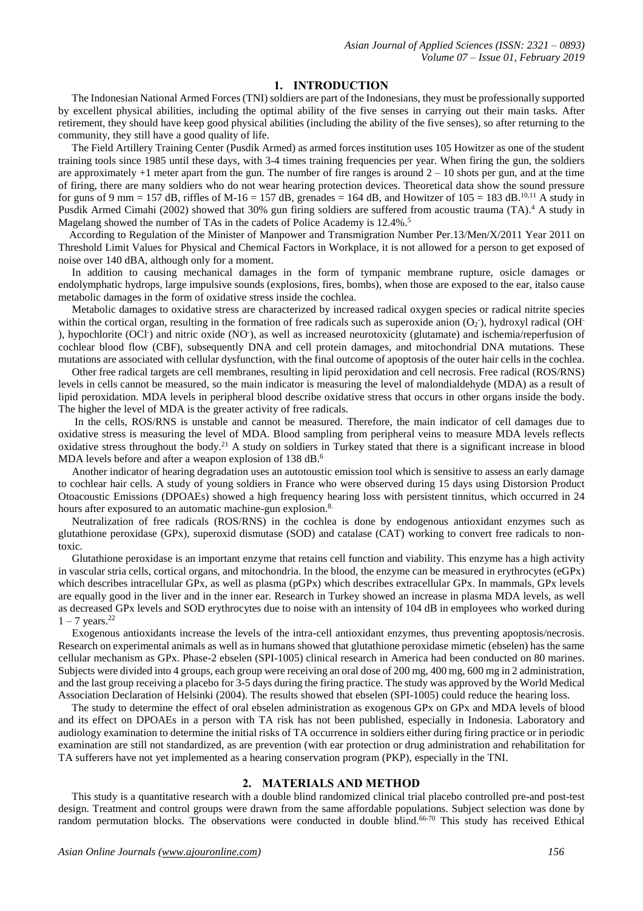## 1. INTRODUCTION

The Indonesian National Armed Forces (TNI) soldiers are part of the Indonesians, they must be professionally supported by excellent physical abilities, including the optimal ability of the five senses in carrying out their main tasks. After retirement, they should have keep good physical abilities (including the ability of the five senses), so after returning to the community, they still have a good quality of life.

The Field Artillery Training Center (Pusdik Armed) as armed forces institution uses 105 Howitzer as one of the student training tools since 1985 until these days, with 3-4 times training frequencies per year. When firing the gun, the soldiers are approximately +1 meter apart from the gun. The number of fire ranges is around 2 – 10 shots per gun, and at the time of firing, there are many soldiers who do not wear hearing protection devices. Theoretical data show the sound pressure for guns of 9 mm = 157 dB, riffles of M-16 = 157 dB, grenades = 164 dB, and Howitzer of 105 = 183 dB.[10,11] A study in Pusdik Armed Cimahi (2002) showed that 30% gun firing soldiers are suffered from acoustic trauma (TA).[4] A study in Magelang showed the number of TAs in the cadets of Police Academy is 12.4%.[5]

According to Regulation of the Minister of Manpower and Transmigration Number Per.13/Men/X/2011 Year 2011 on Threshold Limit Values for Physical and Chemical Factors in Workplace, it is not allowed for a person to get exposed of noise over 140 dBA, although only for a moment.

In addition to causing mechanical damages in the form of tympanic membrane rupture, osicle damages or endolymphatic hydrops, large impulsive sounds (explosions, fires, bombs), when those are exposed to the ear, italso cause metabolic damages in the form of oxidative stress inside the cochlea.

Metabolic damages to oxidative stress are characterized by increased radical oxygen species or radical nitrite species within the cortical organ, resulting in the formation of free radicals such as superoxide anion ($O_2^-$), hydroxyl radical ($OH^-$), hypochlorite ($OCl^-$) and nitric oxide ($NO^-$), as well as increased neurotoxicity (glutamate) and ischemia/reperfusion of cochlear blood flow (CBF), subsequently DNA and cell protein damages, and mitochondrial DNA mutations. These mutations are associated with cellular dysfunction, with the final outcome of apoptosis of the outer hair cells in the cochlea.

Other free radical targets are cell membranes, resulting in lipid peroxidation and cell necrosis. Free radical (ROS/RNS) levels in cells cannot be measured, so the main indicator is measuring the level of malondialdehyde (MDA) as a result of lipid peroxidation. MDA levels in peripheral blood describe oxidative stress that occurs in other organs inside the body. The higher the level of MDA is the greater activity of free radicals.

In the cells, ROS/RNS is unstable and cannot be measured. Therefore, the main indicator of cell damages due to oxidative stress is measuring the level of MDA. Blood sampling from peripheral veins to measure MDA levels reflects oxidative stress throughout the body.[21] A study on soldiers in Turkey stated that there is a significant increase in blood MDA levels before and after a weapon explosion of 138 dB.[6]

Another indicator of hearing degradation uses an autotoustic emission tool which is sensitive to assess an early damage to cochlear hair cells. A study of young soldiers in France who were observed during 15 days using Distorsion Product Otoacoustic Emissions (DPOAEs) showed a high frequency hearing loss with persistent tinnitus, which occurred in 24 hours after exposured to an automatic machine-gun explosion.[8]

Neutralization of free radicals (ROS/RNS) in the cochlea is done by endogenous antioxidant enzymes such as glutathione peroxidase (GPx), superoxid dismutase (SOD) and catalase (CAT) working to convert free radicals to non-toxic.

Glutathione peroxidase is an important enzyme that retains cell function and viability. This enzyme has a high activity in vascular stria cells, cortical organs, and mitochondria. In the blood, the enzyme can be measured in erythrocytes (eGPx) which describes intracellular GPx, as well as plasma (pGPx) which describes extracellular GPx. In mammals, GPx levels are equally good in the liver and in the inner ear. Research in Turkey showed an increase in plasma MDA levels, as well as decreased GPx levels and SOD erythrocytes due to noise with an intensity of 104 dB in employees who worked during 1 – 7 years.[22]

Exogenous antioxidants increase the levels of the intra-cell antioxidant enzymes, thus preventing apoptosis/necrosis. Research on experimental animals as well as in humans showed that glutathione peroxidase mimetic (ebselen) has the same cellular mechanism as GPx. Phase-2 ebselen (SPI-1005) clinical research in America had been conducted on 80 marines. Subjects were divided into 4 groups, each group were receiving an oral dose of 200 mg, 400 mg, 600 mg in 2 administration, and the last group receiving a placebo for 3-5 days during the firing practice. The study was approved by the World Medical Association Declaration of Helsinki (2004). The results showed that ebselen (SPI-1005) could reduce the hearing loss.

The study to determine the effect of oral ebselen administration as exogenous GPx on GPx and MDA levels of blood and its effect on DPOAEs in a person with TA risk has not been published, especially in Indonesia. Laboratory and audiology examination to determine the initial risks of TA occurrence in soldiers either during firing practice or in periodic examination are still not standardized, as are prevention (with ear protection or drug administration and rehabilitation for TA sufferers have not yet implemented as a hearing conservation program (PKP), especially in the TNI.

## 2. MATERIALS AND METHOD

This study is a quantitative research with a double blind randomized clinical trial placebo controlled pre-and post-test design. Treatment and control groups were drawn from the same affordable populations. Subject selection was done by random permutation blocks. The observations were conducted in double blind.[66-70] This study has received Ethical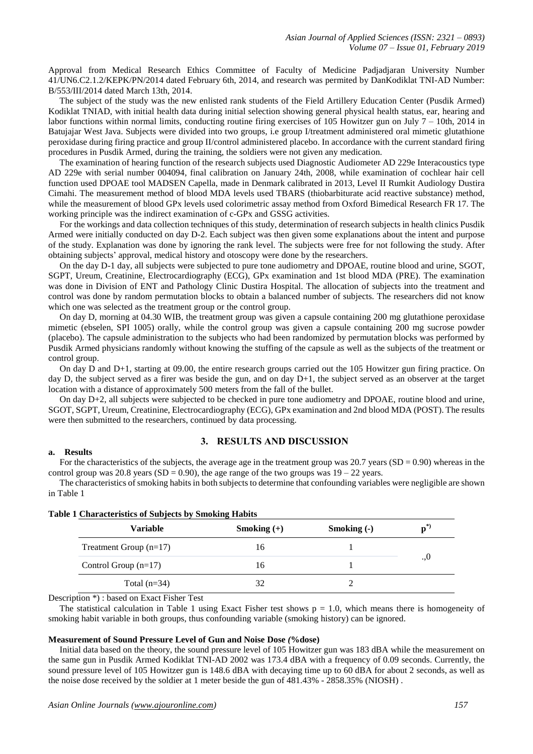Approval from Medical Research Ethics Committee of Faculty of Medicine Padjadjaran University Number 41/UN6.C2.1.2/KEPK/PN/2014 dated February 6th, 2014, and research was permited by DanKodiklat TNI-AD Number: B/553/III/2014 dated March 13th, 2014.

The subject of the study was the new enlisted rank students of the Field Artillery Education Center (Pusdik Armed) Kodiklat TNIAD, with initial health data during initial selection showing general physical health status, ear, hearing and labor functions within normal limits, conducting routine firing exercises of 105 Howitzer gun on July 7 – 10th, 2014 in Batujajar West Java. Subjects were divided into two groups, i.e group I/treatment administered oral mimetic glutathione peroxidase during firing practice and group II/control administered placebo. In accordance with the current standard firing procedures in Pusdik Armed, during the training, the soldiers were not given any medication.

The examination of hearing function of the research subjects used Diagnostic Audiometer AD 229e Interacoustics type AD 229e with serial number 004094, final calibration on January 24th, 2008, while examination of cochlear hair cell function used DPOAE tool MADSEN Capella, made in Denmark calibrated in 2013, Level II Rumkit Audiology Dustira Cimahi. The measurement method of blood MDA levels used TBARS (thiobarbiturate acid reactive substance) method, while the measurement of blood GPx levels used colorimetric assay method from Oxford Bimedical Research FR 17. The working principle was the indirect examination of c-GPx and GSSG activities.

For the workings and data collection techniques of this study, determination of research subjects in health clinics Pusdik Armed were initially conducted on day D-2. Each subject was then given some explanations about the intent and purpose of the study. Explanation was done by ignoring the rank level. The subjects were free for not following the study. After obtaining subjects' approval, medical history and otoscopy were done by the researchers.

On the day D-1 day, all subjects were subjected to pure tone audiometry and DPOAE, routine blood and urine, SGOT, SGPT, Ureum, Creatinine, Electrocardiography (ECG), GPx examination and 1st blood MDA (PRE). The examination was done in Division of ENT and Pathology Clinic Dustira Hospital. The allocation of subjects into the treatment and control was done by random permutation blocks to obtain a balanced number of subjects. The researchers did not know which one was selected as the treatment group or the control group.

On day D, morning at 04.30 WIB, the treatment group was given a capsule containing 200 mg glutathione peroxidase mimetic (ebselen, SPI 1005) orally, while the control group was given a capsule containing 200 mg sucrose powder (placebo). The capsule administration to the subjects who had been randomized by permutation blocks was performed by Pusdik Armed physicians randomly without knowing the stuffing of the capsule as well as the subjects of the treatment or control group.

On day D and D+1, starting at 09.00, the entire research groups carried out the 105 Howitzer gun firing practice. On day D, the subject served as a firer was beside the gun, and on day D+1, the subject served as an observer at the target location with a distance of approximately 500 meters from the fall of the bullet.

On day D+2, all subjects were subjected to be checked in pure tone audiometry and DPOAE, routine blood and urine, SGOT, SGPT, Ureum, Creatinine, Electrocardiography (ECG), GPx examination and 2nd blood MDA (POST). The results were then submitted to the researchers, continued by data processing.

## 3. RESULTS AND DISCUSSION

### a. Results

For the characteristics of the subjects, the average age in the treatment group was 20.7 years (SD = 0.90) whereas in the control group was 20.8 years (SD = 0.90), the age range of the two groups was 19 – 22 years.

The characteristics of smoking habits in both subjects to determine that confounding variables were negligible are shown in Table 1

**Table 1 Characteristics of Subjects by Smoking Habits**

| Variable | Smoking (+) | Smoking (-) | p*) |
|---|---|---|---|
| Treatment Group (n=17) | 16 | 1 | .,0 |
| Control Group (n=17) | 16 | 1 | |
| Total (n=34) | 32 | 2 | |

Description *) : based on Exact Fisher Test

The statistical calculation in Table 1 using Exact Fisher test shows $p = 1.0$, which means there is homogeneity of smoking habit variable in both groups, thus confounding variable (smoking history) can be ignored.

**Measurement of Sound Pressure Level of Gun and Noise Dose (%dose)**

Initial data based on the theory, the sound pressure level of 105 Howitzer gun was 183 dBA while the measurement on the same gun in Pusdik Armed Kodiklat TNI-AD 2002 was 173.4 dBA with a frequency of 0.09 seconds. Currently, the sound pressure level of 105 Howitzer gun is 148.6 dBA with decaying time up to 60 dBA for about 2 seconds, as well as the noise dose received by the soldier at 1 meter beside the gun of 481.43% - 2858.35% (NIOSH) .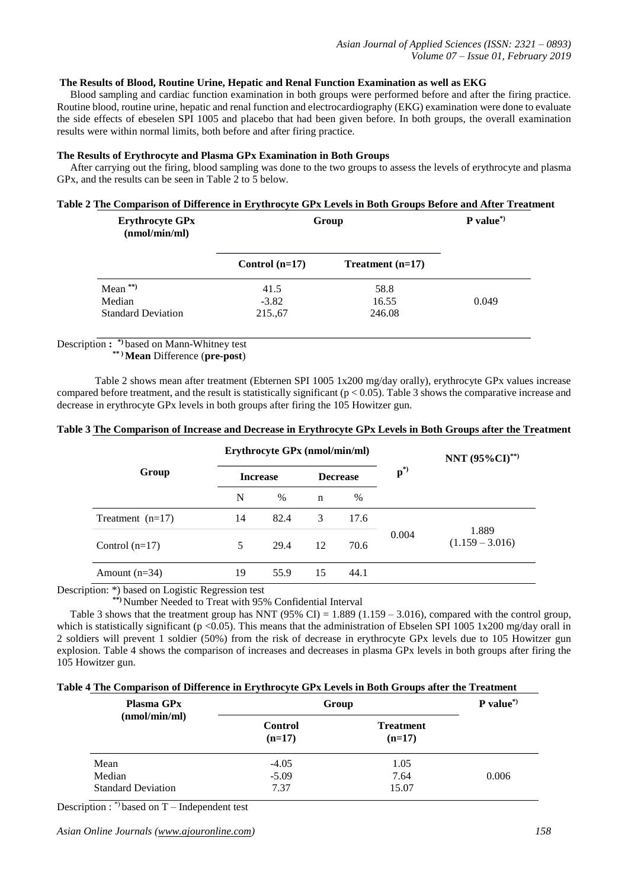### The Results of Blood, Routine Urine, Hepatic and Renal Function Examination as well as EKG

Blood sampling and cardiac function examination in both groups were performed before and after the firing practice. Routine blood, routine urine, hepatic and renal function and electrocardiography (EKG) examination were done to evaluate the side effects of ebeselen SPI 1005 and placebo that had been given before. In both groups, the overall examination results were within normal limits, both before and after firing practice.

### The Results of Erythrocyte and Plasma GPx Examination in Both Groups

After carrying out the firing, blood sampling was done to the two groups to assess the levels of erythrocyte and plasma GPx, and the results can be seen in Table 2 to 5 below.

**Table 2 The Comparison of Difference in Erythrocyte GPx Levels in Both Groups Before and After Treatment**

| Erythrocyte GPx (nmol/min/ml) | Group | | P value*) |
|---|---|---|---|
| | Control (n=17) | Treatment (n=17) | |
| Mean **) | 41.5 | 58.8 | |
| Median | -3.82 | 16.55 | 0.049 |
| Standard Deviation | 215.,67 | 246.08 | |

Description : *) based on Mann-Whitney test
**) **Mean** Difference (**pre-post**)

Table 2 shows mean after treatment (Ebternen SPI 1005 1x200 mg/day orally), erythrocyte GPx values increase compared before treatment, and the result is statistically significant ($p < 0.05$). Table 3 shows the comparative increase and decrease in erythrocyte GPx levels in both groups after firing the 105 Howitzer gun.

**Table 3 The Comparison of Increase and Decrease in Erythrocyte GPx Levels in Both Groups after the Treatment**

| Group | Erythrocyte GPx (nmol/min/ml) | | | | p*) | NNT (95%CI**)) |
|---|---|---|---|---|---|---|
| | Increase | | Decrease | | | |
| | N | % | n | % | | |
| Treatment (n=17) | 14 | 82.4 | 3 | 17.6 | 0.004 | 1.889 (1.159 – 3.016) |
| Control (n=17) | 5 | 29.4 | 12 | 70.6 | | |
| Amount (n=34) | 19 | 55.9 | 15 | 44.1 | | |

Description: *) based on Logistic Regression test
**) Number Needed to Treat with 95% Confidential Interval

Table 3 shows that the treatment group has NNT (95% CI) = 1.889 (1.159 – 3.016), compared with the control group, which is statistically significant ($p < 0.05$). This means that the administration of Ebselen SPI 1005 1x200 mg/day orall in 2 soldiers will prevent 1 soldier (50%) from the risk of decrease in erythrocyte GPx levels due to 105 Howitzer gun explosion. Table 4 shows the comparison of increases and decreases in plasma GPx levels in both groups after firing the 105 Howitzer gun.

**Table 4 The Comparison of Difference in Erythrocyte GPx Levels in Both Groups after the Treatment**

| Plasma GPx (nmol/min/ml) | Group | | P value*) |
|---|---|---|---|
| | Control (n=17) | Treatment (n=17) | |
| Mean | -4.05 | 1.05 | |
| Median | -5.09 | 7.64 | 0.006 |
| Standard Deviation | 7.37 | 15.07 | |

Description : *) based on T – Independent test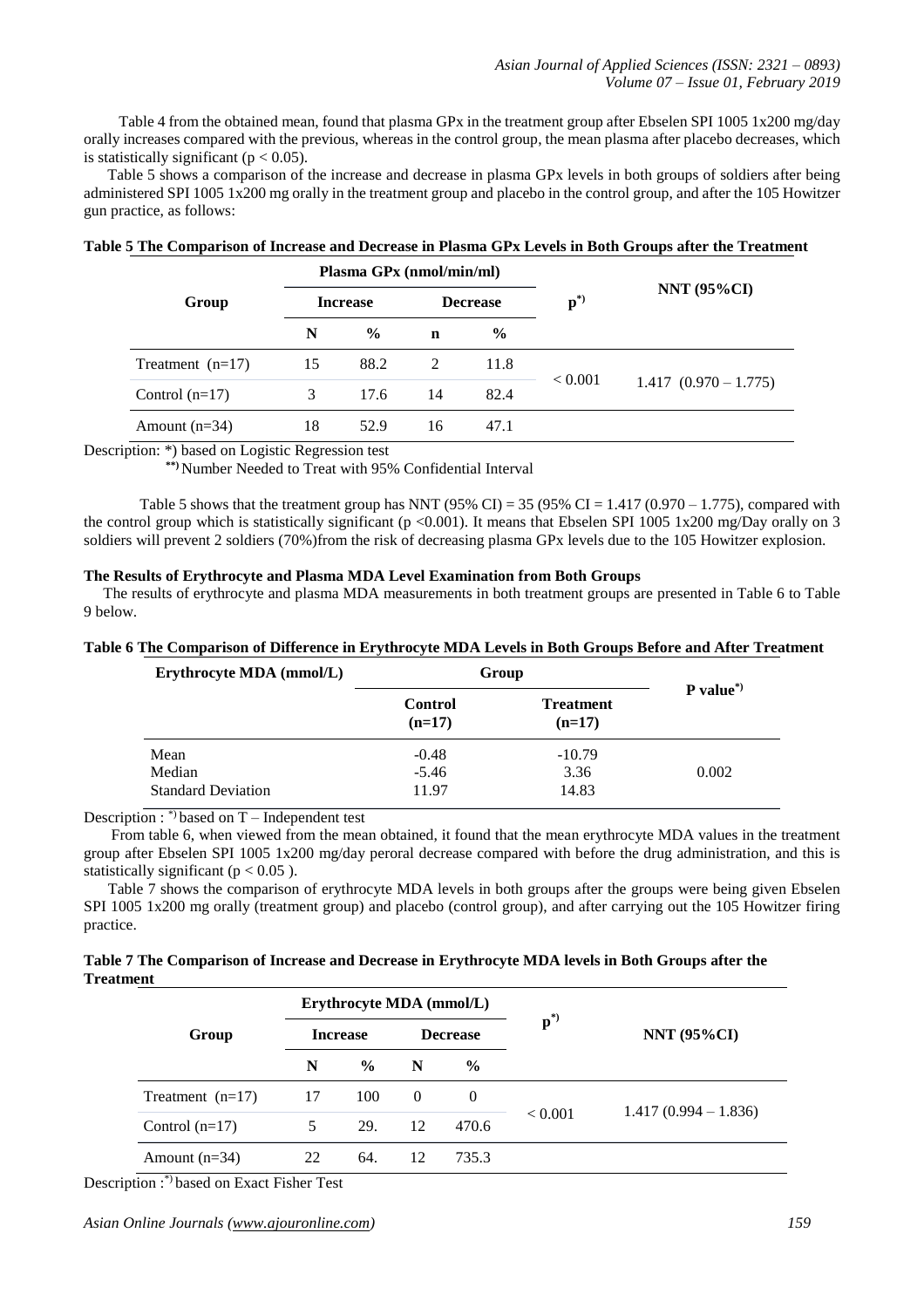Table 4 from the obtained mean, found that plasma GPx in the treatment group after Ebselen SPI 1005 1x200 mg/day orally increases compared with the previous, whereas in the control group, the mean plasma after placebo decreases, which is statistically significant ($p < 0.05$).

Table 5 shows a comparison of the increase and decrease in plasma GPx levels in both groups of soldiers after being administered SPI 1005 1x200 mg orally in the treatment group and placebo in the control group, and after the 105 Howitzer gun practice, as follows:

**Table 5 The Comparison of Increase and Decrease in Plasma GPx Levels in Both Groups after the Treatment**

| Group | Plasma GPx (nmol/min/ml) | | | | p*) | NNT (95%CI) |
|---|---|---|---|---|---|---|
| | Increase | | Decrease | | | |
| | N | % | n | % | | |
| Treatment (n=17) | 15 | 88.2 | 2 | 11.8 | < 0.001 | 1.417 (0.970 – 1.775) |
| Control (n=17) | 3 | 17.6 | 14 | 82.4 | | |
| Amount (n=34) | 18 | 52.9 | 16 | 47.1 | | |

Description: *) based on Logistic Regression test

**) Number Needed to Treat with 95% Confidential Interval

Table 5 shows that the treatment group has NNT (95% CI) = 35 (95% CI = 1.417 (0.970 – 1.775), compared with the control group which is statistically significant ($p < 0.001$). It means that Ebselen SPI 1005 1x200 mg/Day orally on 3 soldiers will prevent 2 soldiers (70%)from the risk of decreasing plasma GPx levels due to the 105 Howitzer explosion.

**The Results of Erythrocyte and Plasma MDA Level Examination from Both Groups**

The results of erythrocyte and plasma MDA measurements in both treatment groups are presented in Table 6 to Table 9 below.

**Table 6 The Comparison of Difference in Erythrocyte MDA Levels in Both Groups Before and After Treatment**

| Erythrocyte MDA (mmol/L) | Group | | P value*) |
|---|---|---|---|
| | Control (n=17) | Treatment (n=17) | |
| Mean | -0.48 | -10.79 | 0.002 |
| Median | -5.46 | 3.36 | |
| Standard Deviation | 11.97 | 14.83 | |

Description : *) based on T – Independent test

From table 6, when viewed from the mean obtained, it found that the mean erythrocyte MDA values in the treatment group after Ebselen SPI 1005 1x200 mg/day peroral decrease compared with before the drug administration, and this is statistically significant ($p < 0.05$ ).

Table 7 shows the comparison of erythrocyte MDA levels in both groups after the groups were being given Ebselen SPI 1005 1x200 mg orally (treatment group) and placebo (control group), and after carrying out the 105 Howitzer firing practice.

**Table 7 The Comparison of Increase and Decrease in Erythrocyte MDA levels in Both Groups after the Treatment**

| Group | Erythrocyte MDA (mmol/L) | | | | p*) | NNT (95%CI) |
|---|---|---|---|---|---|---|
| | Increase | | Decrease | | | |
| | N | % | N | % | | |
| Treatment (n=17) | 17 | 100 | 0 | 0 | < 0.001 | 1.417 (0.994 – 1.836) |
| Control (n=17) | 5 | 29. | 12 | 470.6 | | |
| Amount (n=34) | 22 | 64. | 12 | 735.3 | | |

Description :*) based on Exact Fisher Test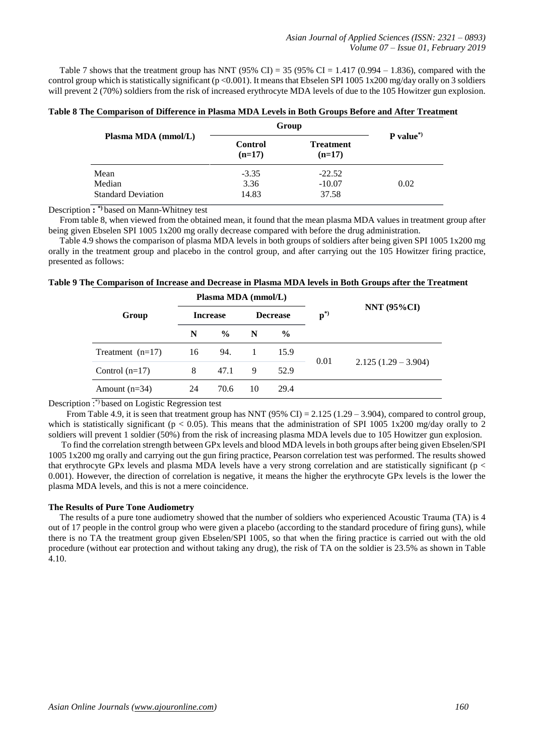Table 7 shows that the treatment group has NNT (95% CI) = 35 (95% CI = 1.417 (0.994 – 1.836), compared with the control group which is statistically significant ($p < 0.001$). It means that Ebselen SPI 1005 1x200 mg/day orally on 3 soldiers will prevent 2 (70%) soldiers from the risk of increased erythrocyte MDA levels of due to the 105 Howitzer gun explosion.

**Table 8 The Comparison of Difference in Plasma MDA Levels in Both Groups Before and After Treatment**

| Plasma MDA (mmol/L) | Group | | P value*) |
|---|---|---|---|
| | Control (n=17) | Treatment (n=17) | |
| Mean | -3.35 | -22.52 | 0.02 |
| Median | 3.36 | -10.07 | |
| Standard Deviation | 14.83 | 37.58 | |

Description **: *)** based on Mann-Whitney test

From table 8, when viewed from the obtained mean, it found that the mean plasma MDA values in treatment group after being given Ebselen SPI 1005 1x200 mg orally decrease compared with before the drug administration.

Table 4.9 shows the comparison of plasma MDA levels in both groups of soldiers after being given SPI 1005 1x200 mg orally in the treatment group and placebo in the control group, and after carrying out the 105 Howitzer firing practice, presented as follows:

**Table 9 The Comparison of Increase and Decrease in Plasma MDA levels in Both Groups after the Treatment**

| Group | Plasma MDA (mmol/L) | | | | p*) | NNT (95%CI) |
|---|---|---|---|---|---|---|
| | Increase | | Decrease | | | |
| | N | % | N | % | | |
| Treatment (n=17) | 16 | 94. | 1 | 15.9 | 0.01 | 2.125 (1.29 – 3.904) |
| Control (n=17) | 8 | 47.1 | 9 | 52.9 | | |
| Amount (n=34) | 24 | 70.6 | 10 | 29.4 | | |

Description :*) based on Logistic Regression test

From Table 4.9, it is seen that treatment group has NNT (95% CI) = 2.125 (1.29 – 3.904), compared to control group, which is statistically significant ($p < 0.05$). This means that the administration of SPI 1005 1x200 mg/day orally to 2 soldiers will prevent 1 soldier (50%) from the risk of increasing plasma MDA levels due to 105 Howitzer gun explosion.

To find the correlation strength between GPx levels and blood MDA levels in both groups after being given Ebselen/SPI 1005 1x200 mg orally and carrying out the gun firing practice, Pearson correlation test was performed. The results showed that erythrocyte GPx levels and plasma MDA levels have a very strong correlation and are statistically significant ($p < 0.001$). However, the direction of correlation is negative, it means the higher the erythrocyte GPx levels is the lower the plasma MDA levels, and this is not a mere coincidence.

**The Results of Pure Tone Audiometry**

The results of a pure tone audiometry showed that the number of soldiers who experienced Acoustic Trauma (TA) is 4 out of 17 people in the control group who were given a placebo (according to the standard procedure of firing guns), while there is no TA the treatment group given Ebselen/SPI 1005, so that when the firing practice is carried out with the old procedure (without ear protection and without taking any drug), the risk of TA on the soldier is 23.5% as shown in Table 4.10.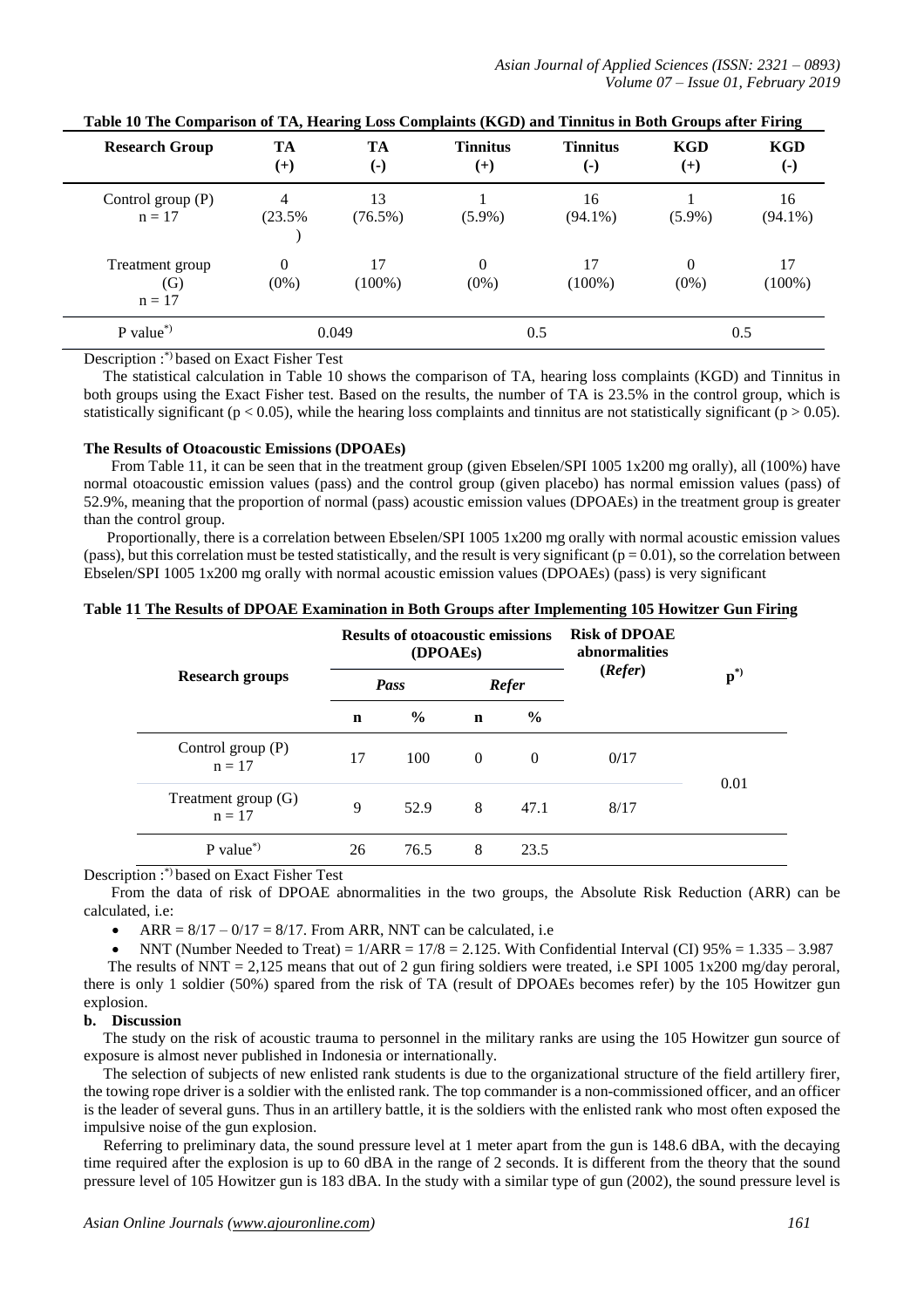**Table 10 The Comparison of TA, Hearing Loss Complaints (KGD) and Tinnitus in Both Groups after Firing**

| Research Group | TA (+) | TA (-) | Tinnitus (+) | Tinnitus (-) | KGD (+) | KGD (-) |
|---|---|---|---|---|---|---|
| Control group (P) n = 17 | 4 (23.5% ) | 13 (76.5%) | 1 (5.9%) | 16 (94.1%) | 1 (5.9%) | 16 (94.1%) |
| Treatment group (G) n = 17 | 0 (0%) | 17 (100%) | 0 (0%) | 17 (100%) | 0 (0%) | 17 (100%) |
| P value*) | 0.049 | | 0.5 | | 0.5 | |

Description :*) based on Exact Fisher Test

The statistical calculation in Table 10 shows the comparison of TA, hearing loss complaints (KGD) and Tinnitus in both groups using the Exact Fisher test. Based on the results, the number of TA is 23.5% in the control group, which is statistically significant ($p < 0.05$), while the hearing loss complaints and tinnitus are not statistically significant ($p > 0.05$).

**The Results of Otoacoustic Emissions (DPOAEs)**

From Table 11, it can be seen that in the treatment group (given Ebselen/SPI 1005 1x200 mg orally), all (100%) have normal otoacoustic emission values (pass) and the control group (given placebo) has normal emission values (pass) of 52.9%, meaning that the proportion of normal (pass) acoustic emission values (DPOAEs) in the treatment group is greater than the control group.

Proportionally, there is a correlation between Ebselen/SPI 1005 1x200 mg orally with normal acoustic emission values (pass), but this correlation must be tested statistically, and the result is very significant ($p = 0.01$), so the correlation between Ebselen/SPI 1005 1x200 mg orally with normal acoustic emission values (DPOAEs) (pass) is very significant

**Table 11 The Results of DPOAE Examination in Both Groups after Implementing 105 Howitzer Gun Firing**

| Research groups | Results of otoacoustic emissions (DPOAEs) | | | | Risk of DPOAE abnormalities (*Refer*) | p*) |
|---|---|---|---|---|---|---|
| | *Pass* | | *Refer* | | | |
| | n | % | n | % | | |
| Control group (P) n = 17 | 17 | 100 | 0 | 0 | 0/17 | 0.01 |
| Treatment group (G) n = 17 | 9 | 52.9 | 8 | 47.1 | 8/17 | |
| P value*) | 26 | 76.5 | 8 | 23.5 | | |

Description :*) based on Exact Fisher Test

From the data of risk of DPOAE abnormalities in the two groups, the Absolute Risk Reduction (ARR) can be calculated, i.e:

- ARR = 8/17 – 0/17 = 8/17. From ARR, NNT can be calculated, i.e
- NNT (Number Needed to Treat) = 1/ARR = 17/8 = 2.125. With Confidential Interval (CI) 95% = 1.335 – 3.987

The results of NNT = 2,125 means that out of 2 gun firing soldiers were treated, i.e SPI 1005 1x200 mg/day peroral, there is only 1 soldier (50%) spared from the risk of TA (result of DPOAEs becomes refer) by the 105 Howitzer gun explosion.

**b. Discussion**

The study on the risk of acoustic trauma to personnel in the military ranks are using the 105 Howitzer gun source of exposure is almost never published in Indonesia or internationally.

The selection of subjects of new enlisted rank students is due to the organizational structure of the field artillery firer, the towing rope driver is a soldier with the enlisted rank. The top commander is a non-commissioned officer, and an officer is the leader of several guns. Thus in an artillery battle, it is the soldiers with the enlisted rank who most often exposed the impulsive noise of the gun explosion.

Referring to preliminary data, the sound pressure level at 1 meter apart from the gun is 148.6 dBA, with the decaying time required after the explosion is up to 60 dBA in the range of 2 seconds. It is different from the theory that the sound pressure level of 105 Howitzer gun is 183 dBA. In the study with a similar type of gun (2002), the sound pressure level is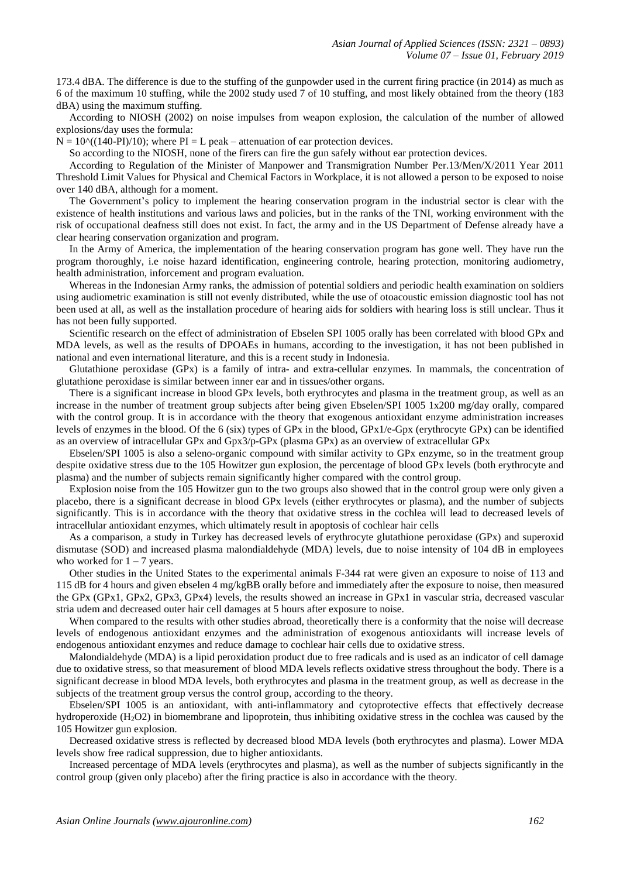173.4 dBA. The difference is due to the stuffing of the gunpowder used in the current firing practice (in 2014) as much as 6 of the maximum 10 stuffing, while the 2002 study used 7 of 10 stuffing, and most likely obtained from the theory (183 dBA) using the maximum stuffing.

According to NIOSH (2002) on noise impulses from weapon explosion, the calculation of the number of allowed explosions/day uses the formula:

$N = 10^{((140-PI)/10)}$; where PI = L peak – attenuation of ear protection devices.

So according to the NIOSH, none of the firers can fire the gun safely without ear protection devices.

According to Regulation of the Minister of Manpower and Transmigration Number Per.13/Men/X/2011 Year 2011 Threshold Limit Values for Physical and Chemical Factors in Workplace, it is not allowed a person to be exposed to noise over 140 dBA, although for a moment.

The Government's policy to implement the hearing conservation program in the industrial sector is clear with the existence of health institutions and various laws and policies, but in the ranks of the TNI, working environment with the risk of occupational deafness still does not exist. In fact, the army and in the US Department of Defense already have a clear hearing conservation organization and program.

In the Army of America, the implementation of the hearing conservation program has gone well. They have run the program thoroughly, i.e noise hazard identification, engineering controle, hearing protection, monitoring audiometry, health administration, inforcement and program evaluation.

Whereas in the Indonesian Army ranks, the admission of potential soldiers and periodic health examination on soldiers using audiometric examination is still not evenly distributed, while the use of otoacoustic emission diagnostic tool has not been used at all, as well as the installation procedure of hearing aids for soldiers with hearing loss is still unclear. Thus it has not been fully supported.

Scientific research on the effect of administration of Ebselen SPI 1005 orally has been correlated with blood GPx and MDA levels, as well as the results of DPOAEs in humans, according to the investigation, it has not been published in national and even international literature, and this is a recent study in Indonesia.

Glutathione peroxidase (GPx) is a family of intra- and extra-cellular enzymes. In mammals, the concentration of glutathione peroxidase is similar between inner ear and in tissues/other organs.

There is a significant increase in blood GPx levels, both erythrocytes and plasma in the treatment group, as well as an increase in the number of treatment group subjects after being given Ebselen/SPI 1005 1x200 mg/day orally, compared with the control group. It is in accordance with the theory that exogenous antioxidant enzyme administration increases levels of enzymes in the blood. Of the 6 (six) types of GPx in the blood, GPx1/e-Gpx (erythrocyte GPx) can be identified as an overview of intracellular GPx and Gpx3/p-GPx (plasma GPx) as an overview of extracellular GPx

Ebselen/SPI 1005 is also a seleno-organic compound with similar activity to GPx enzyme, so in the treatment group despite oxidative stress due to the 105 Howitzer gun explosion, the percentage of blood GPx levels (both erythrocyte and plasma) and the number of subjects remain significantly higher compared with the control group.

Explosion noise from the 105 Howitzer gun to the two groups also showed that in the control group were only given a placebo, there is a significant decrease in blood GPx levels (either erythrocytes or plasma), and the number of subjects significantly. This is in accordance with the theory that oxidative stress in the cochlea will lead to decreased levels of intracellular antioxidant enzymes, which ultimately result in apoptosis of cochlear hair cells

As a comparison, a study in Turkey has decreased levels of erythrocyte glutathione peroxidase (GPx) and superoxid dismutase (SOD) and increased plasma malondialdehyde (MDA) levels, due to noise intensity of 104 dB in employees who worked for 1 – 7 years.

Other studies in the United States to the experimental animals F-344 rat were given an exposure to noise of 113 and 115 dB for 4 hours and given ebselen 4 mg/kgBB orally before and immediately after the exposure to noise, then measured the GPx (GPx1, GPx2, GPx3, GPx4) levels, the results showed an increase in GPx1 in vascular stria, decreased vascular stria udem and decreased outer hair cell damages at 5 hours after exposure to noise.

When compared to the results with other studies abroad, theoretically there is a conformity that the noise will decrease levels of endogenous antioxidant enzymes and the administration of exogenous antioxidants will increase levels of endogenous antioxidant enzymes and reduce damage to cochlear hair cells due to oxidative stress.

Malondialdehyde (MDA) is a lipid peroxidation product due to free radicals and is used as an indicator of cell damage due to oxidative stress, so that measurement of blood MDA levels reflects oxidative stress throughout the body. There is a significant decrease in blood MDA levels, both erythrocytes and plasma in the treatment group, as well as decrease in the subjects of the treatment group versus the control group, according to the theory.

Ebselen/SPI 1005 is an antioxidant, with anti-inflammatory and cytoprotective effects that effectively decrease hydroperoxide ($H_2O2$) in biomembrane and lipoprotein, thus inhibiting oxidative stress in the cochlea was caused by the 105 Howitzer gun explosion.

Decreased oxidative stress is reflected by decreased blood MDA levels (both erythrocytes and plasma). Lower MDA levels show free radical suppression, due to higher antioxidants.

Increased percentage of MDA levels (erythrocytes and plasma), as well as the number of subjects significantly in the control group (given only placebo) after the firing practice is also in accordance with the theory.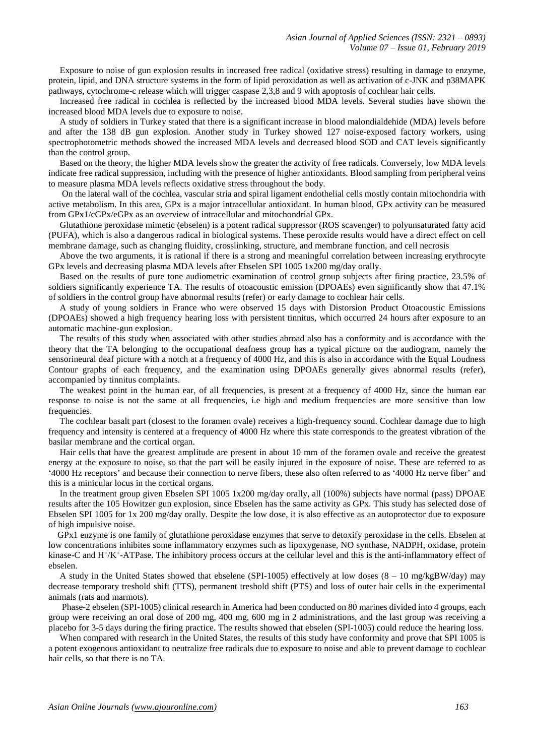Exposure to noise of gun explosion results in increased free radical (oxidative stress) resulting in damage to enzyme, protein, lipid, and DNA structure systems in the form of lipid peroxidation as well as activation of c-JNK and p38MAPK pathways, cytochrome-c release which will trigger caspase 2,3,8 and 9 with apoptosis of cochlear hair cells.

Increased free radical in cochlea is reflected by the increased blood MDA levels. Several studies have shown the increased blood MDA levels due to exposure to noise.

A study of soldiers in Turkey stated that there is a significant increase in blood malondialdehide (MDA) levels before and after the 138 dB gun explosion. Another study in Turkey showed 127 noise-exposed factory workers, using spectrophotometric methods showed the increased MDA levels and decreased blood SOD and CAT levels significantly than the control group.

Based on the theory, the higher MDA levels show the greater the activity of free radicals. Conversely, low MDA levels indicate free radical suppression, including with the presence of higher antioxidants. Blood sampling from peripheral veins to measure plasma MDA levels reflects oxidative stress throughout the body.

On the lateral wall of the cochlea, vascular stria and spiral ligament endothelial cells mostly contain mitochondria with active metabolism. In this area, GPx is a major intracellular antioxidant. In human blood, GPx activity can be measured from GPx1/cGPx/eGPx as an overview of intracellular and mitochondrial GPx.

Glutathione peroxidase mimetic (ebselen) is a potent radical suppressor (ROS scavenger) to polyunsaturated fatty acid (PUFA), which is also a dangerous radical in biological systems. These peroxide results would have a direct effect on cell membrane damage, such as changing fluidity, crosslinking, structure, and membrane function, and cell necrosis

Above the two arguments, it is rational if there is a strong and meaningful correlation between increasing erythrocyte GPx levels and decreasing plasma MDA levels after Ebselen SPI 1005 1x200 mg/day orally.

Based on the results of pure tone audiometric examination of control group subjects after firing practice, 23.5% of soldiers significantly experience TA. The results of otoacoustic emission (DPOAEs) even significantly show that 47.1% of soldiers in the control group have abnormal results (refer) or early damage to cochlear hair cells.

A study of young soldiers in France who were observed 15 days with Distorsion Product Otoacoustic Emissions (DPOAEs) showed a high frequency hearing loss with persistent tinnitus, which occurred 24 hours after exposure to an automatic machine-gun explosion.

The results of this study when associated with other studies abroad also has a conformity and is accordance with the theory that the TA belonging to the occupational deafness group has a typical picture on the audiogram, namely the sensorineural deaf picture with a notch at a frequency of 4000 Hz, and this is also in accordance with the Equal Loudness Contour graphs of each frequency, and the examination using DPOAEs generally gives abnormal results (refer), accompanied by tinnitus complaints.

The weakest point in the human ear, of all frequencies, is present at a frequency of 4000 Hz, since the human ear response to noise is not the same at all frequencies, i.e high and medium frequencies are more sensitive than low frequencies.

The cochlear basalt part (closest to the foramen ovale) receives a high-frequency sound. Cochlear damage due to high frequency and intensity is centered at a frequency of 4000 Hz where this state corresponds to the greatest vibration of the basilar membrane and the cortical organ.

Hair cells that have the greatest amplitude are present in about 10 mm of the foramen ovale and receive the greatest energy at the exposure to noise, so that the part will be easily injured in the exposure of noise. These are referred to as '4000 Hz receptors' and because their connection to nerve fibers, these also often referred to as '4000 Hz nerve fiber' and this is a minicular locus in the cortical organs.

In the treatment group given Ebselen SPI 1005 1x200 mg/day orally, all (100%) subjects have normal (pass) DPOAE results after the 105 Howitzer gun explosion, since Ebselen has the same activity as GPx. This study has selected dose of Ebselen SPI 1005 for 1x 200 mg/day orally. Despite the low dose, it is also effective as an autoprotector due to exposure of high impulsive noise.

GPx1 enzyme is one family of glutathione peroxidase enzymes that serve to detoxify peroxidase in the cells. Ebselen at low concentrations inhibites some inflammatory enzymes such as lipoxygenase, NO synthase, NADPH, oxidase, protein kinase-C and $H^+/K^+$-ATPase. The inhibitory process occurs at the cellular level and this is the anti-inflammatory effect of ebselen.

A study in the United States showed that ebselene (SPI-1005) effectively at low doses (8 – 10 mg/kgBW/day) may decrease temporary treshold shift (TTS), permanent treshold shift (PTS) and loss of outer hair cells in the experimental animals (rats and marmots).

Phase-2 ebselen (SPI-1005) clinical research in America had been conducted on 80 marines divided into 4 groups, each group were receiving an oral dose of 200 mg, 400 mg, 600 mg in 2 administrations, and the last group was receiving a placebo for 3-5 days during the firing practice. The results showed that ebselen (SPI-1005) could reduce the hearing loss.

When compared with research in the United States, the results of this study have conformity and prove that SPI 1005 is a potent exogenous antioxidant to neutralize free radicals due to exposure to noise and able to prevent damage to cochlear hair cells, so that there is no TA.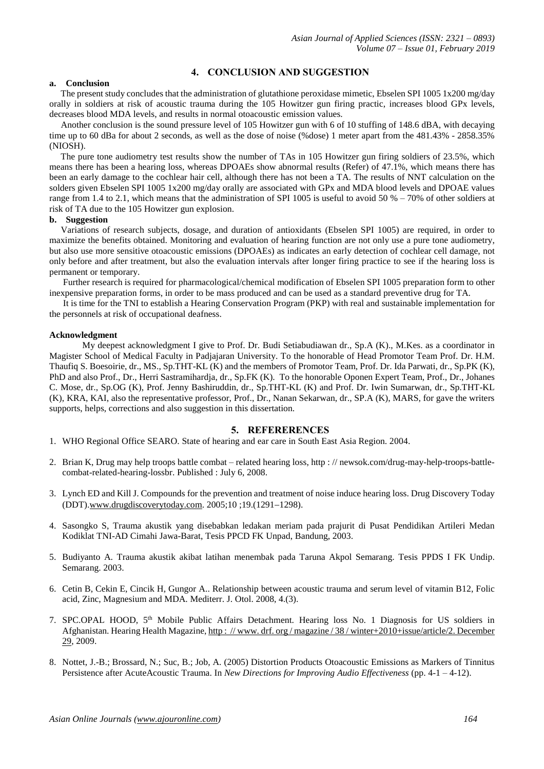## 4. CONCLUSION AND SUGGESTION

### a. Conclusion

The present study concludes that the administration of glutathione peroxidase mimetic, Ebselen SPI 1005 1x200 mg/day orally in soldiers at risk of acoustic trauma during the 105 Howitzer gun firing practic, increases blood GPx levels, decreases blood MDA levels, and results in normal otoacoustic emission values.

Another conclusion is the sound pressure level of 105 Howitzer gun with 6 of 10 stuffing of 148.6 dBA, with decaying time up to 60 dBa for about 2 seconds, as well as the dose of noise (%dose) 1 meter apart from the 481.43% - 2858.35% (NIOSH).

The pure tone audiometry test results show the number of TAs in 105 Howitzer gun firing soldiers of 23.5%, which means there has been a hearing loss, whereas DPOAEs show abnormal results (Refer) of 47.1%, which means there has been an early damage to the cochlear hair cell, although there has not been a TA. The results of NNT calculation on the solders given Ebselen SPI 1005 1x200 mg/day orally are associated with GPx and MDA blood levels and DPOAE values range from 1.4 to 2.1, which means that the administration of SPI 1005 is useful to avoid 50 % – 70% of other soldiers at risk of TA due to the 105 Howitzer gun explosion.

### b. Suggestion

Variations of research subjects, dosage, and duration of antioxidants (Ebselen SPI 1005) are required, in order to maximize the benefits obtained. Monitoring and evaluation of hearing function are not only use a pure tone audiometry, but also use more sensitive otoacoustic emissions (DPOAEs) as indicates an early detection of cochlear cell damage, not only before and after treatment, but also the evaluation intervals after longer firing practice to see if the hearing loss is permanent or temporary.

Further research is required for pharmacological/chemical modification of Ebselen SPI 1005 preparation form to other inexpensive preparation forms, in order to be mass produced and can be used as a standard preventive drug for TA.

It is time for the TNI to establish a Hearing Conservation Program (PKP) with real and sustainable implementation for the personnels at risk of occupational deafness.

**Acknowledgment**

My deepest acknowledgment I give to Prof. Dr. Budi Setiabudiawan dr., Sp.A (K)., M.Kes. as a coordinator in Magister School of Medical Faculty in Padjajaran University. To the honorable of Head Promotor Team Prof. Dr. H.M. Thaufiq S. Boesoirie, dr., MS., Sp.THT-KL (K) and the members of Promotor Team, Prof. Dr. Ida Parwati, dr., Sp.PK (K), PhD and also Prof., Dr., Herri Sastramihardja, dr., Sp.FK (K). To the honorable Oponen Expert Team, Prof., Dr., Johanes C. Mose, dr., Sp.OG (K), Prof. Jenny Bashiruddin, dr., Sp.THT-KL (K) and Prof. Dr. Iwin Sumarwan, dr., Sp.THT-KL (K), KRA, KAI, also the representative professor, Prof., Dr., Nanan Sekarwan, dr., SP.A (K), MARS, for gave the writers supports, helps, corrections and also suggestion in this dissertation.

## 5. REFERERENCES

1. WHO Regional Office SEARO. State of hearing and ear care in South East Asia Region. 2004.
2. Brian K, Drug may help troops battle combat – related hearing loss, http : // newsok.com/drug-may-help-troops-battle-combat-related-hearing-lossbr. Published : July 6, 2008.
3. Lynch ED and Kill J. Compounds for the prevention and treatment of noise induce hearing loss. Drug Discovery Today (DDT).www.drugdiscoverytoday.com. 2005;10 ;19.(1291–1298).
4. Sasongko S, Trauma akustik yang disebabkan ledakan meriam pada prajurit di Pusat Pendidikan Artileri Medan Kodiklat TNI-AD Cimahi Jawa-Barat, Tesis PPCD FK Unpad, Bandung, 2003.
5. Budiyanto A. Trauma akustik akibat latihan menembak pada Taruna Akpol Semarang. Tesis PPDS I FK Undip. Semarang. 2003.
6. Cetin B, Cekin E, Cincik H, Gungor A.. Relationship between acoustic trauma and serum level of vitamin B12, Folic acid, Zinc, Magnesium and MDA. Mediterr. J. Otol. 2008, 4.(3).
7. SPC.OPAL HOOD, 5th Mobile Public Affairs Detachment. Hearing loss No. 1 Diagnosis for US soldiers in Afghanistan. Hearing Health Magazine, http : // www. drf. org / magazine / 38 / winter+2010+issue/article/2. December 29, 2009.
8. Nottet, J.-B.; Brossard, N.; Suc, B.; Job, A. (2005) Distortion Products Otoacoustic Emissions as Markers of Tinnitus Persistence after AcuteAcoustic Trauma. In *New Directions for Improving Audio Effectiveness* (pp. 4-1 – 4-12).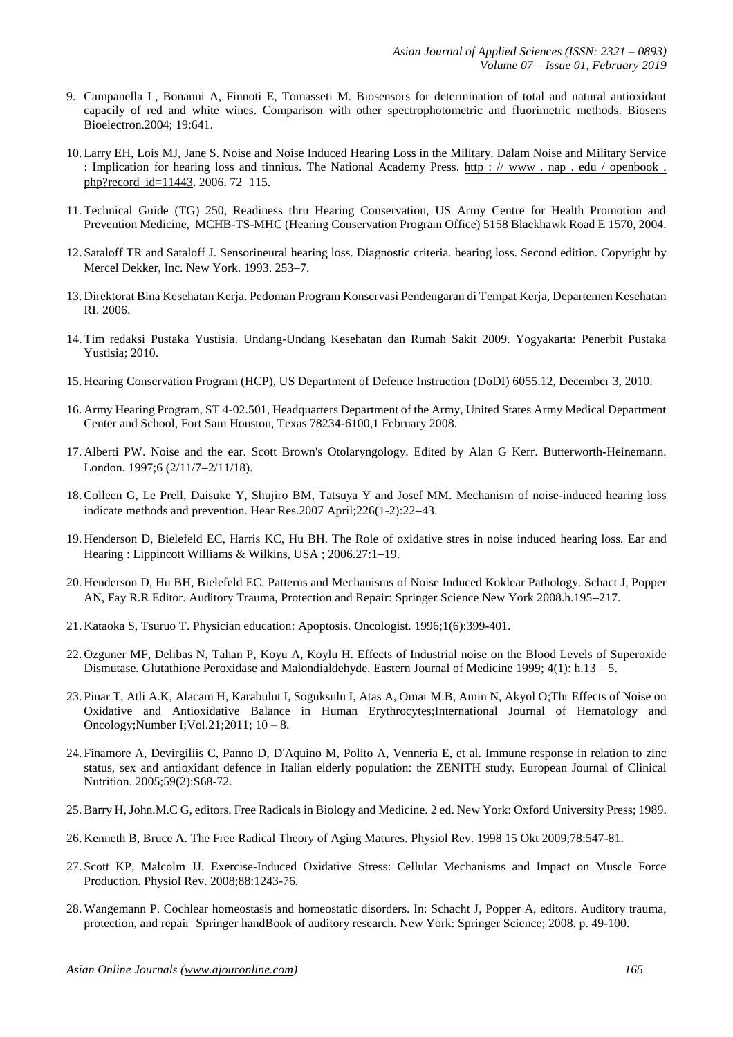9. Campanella L, Bonanni A, Finnoti E, Tomasseti M. Biosensors for determination of total and natural antioxidant capacily of red and white wines. Comparison with other spectrophotometric and fluorimetric methods. Biosens Bioelectron.2004; 19:641.

10. Larry EH, Lois MJ, Jane S. Noise and Noise Induced Hearing Loss in the Military. Dalam Noise and Military Service : Implication for hearing loss and tinnitus. The National Academy Press. http : // www . nap . edu / openbook . php?record_id=11443. 2006. 72–115.

11. Technical Guide (TG) 250, Readiness thru Hearing Conservation, US Army Centre for Health Promotion and Prevention Medicine, MCHB-TS-MHC (Hearing Conservation Program Office) 5158 Blackhawk Road E 1570, 2004.

12. Sataloff TR and Sataloff J. Sensorineural hearing loss. Diagnostic criteria. hearing loss. Second edition. Copyright by Mercel Dekker, Inc. New York. 1993. 253–7.

13. Direktorat Bina Kesehatan Kerja. Pedoman Program Konservasi Pendengaran di Tempat Kerja, Departemen Kesehatan RI. 2006.

14. Tim redaksi Pustaka Yustisia. Undang-Undang Kesehatan dan Rumah Sakit 2009. Yogyakarta: Penerbit Pustaka Yustisia; 2010.

15. Hearing Conservation Program (HCP), US Department of Defence Instruction (DoDI) 6055.12, December 3, 2010.

16. Army Hearing Program, ST 4-02.501, Headquarters Department of the Army, United States Army Medical Department Center and School, Fort Sam Houston, Texas 78234-6100,1 February 2008.

17. Alberti PW. Noise and the ear. Scott Brown's Otolaryngology. Edited by Alan G Kerr. Butterworth-Heinemann. London. 1997;6 (2/11/7–2/11/18).

18. Colleen G, Le Prell, Daisuke Y, Shujiro BM, Tatsuya Y and Josef MM. Mechanism of noise-induced hearing loss indicate methods and prevention. Hear Res.2007 April;226(1-2):22–43.

19. Henderson D, Bielefeld EC, Harris KC, Hu BH. The Role of oxidative stres in noise induced hearing loss. Ear and Hearing : Lippincott Williams & Wilkins, USA ; 2006.27:1–19.

20. Henderson D, Hu BH, Bielefeld EC. Patterns and Mechanisms of Noise Induced Koklear Pathology. Schact J, Popper AN, Fay R.R Editor. Auditory Trauma, Protection and Repair: Springer Science New York 2008.h.195–217.

21. Kataoka S, Tsuruo T. Physician education: Apoptosis. Oncologist. 1996;1(6):399-401.

22. Ozguner MF, Delibas N, Tahan P, Koyu A, Koylu H. Effects of Industrial noise on the Blood Levels of Superoxide Dismutase. Glutathione Peroxidase and Malondialdehyde. Eastern Journal of Medicine 1999; 4(1): h.13 – 5.

23. Pinar T, Atli A.K, Alacam H, Karabulut I, Soguksulu I, Atas A, Omar M.B, Amin N, Akyol O;Thr Effects of Noise on Oxidative and Antioxidative Balance in Human Erythrocytes;International Journal of Hematology and Oncology;Number I;Vol.21;2011; 10 – 8.

24. Finamore A, Devirgiliis C, Panno D, D'Aquino M, Polito A, Venneria E, et al. Immune response in relation to zinc status, sex and antioxidant defence in Italian elderly population: the ZENITH study. European Journal of Clinical Nutrition. 2005;59(2):S68-72.

25. Barry H, John.M.C G, editors. Free Radicals in Biology and Medicine. 2 ed. New York: Oxford University Press; 1989.

26. Kenneth B, Bruce A. The Free Radical Theory of Aging Matures. Physiol Rev. 1998 15 Okt 2009;78:547-81.

27. Scott KP, Malcolm JJ. Exercise-Induced Oxidative Stress: Cellular Mechanisms and Impact on Muscle Force Production. Physiol Rev. 2008;88:1243-76.

28. Wangemann P. Cochlear homeostasis and homeostatic disorders. In: Schacht J, Popper A, editors. Auditory trauma, protection, and repair Springer handBook of auditory research. New York: Springer Science; 2008. p. 49-100.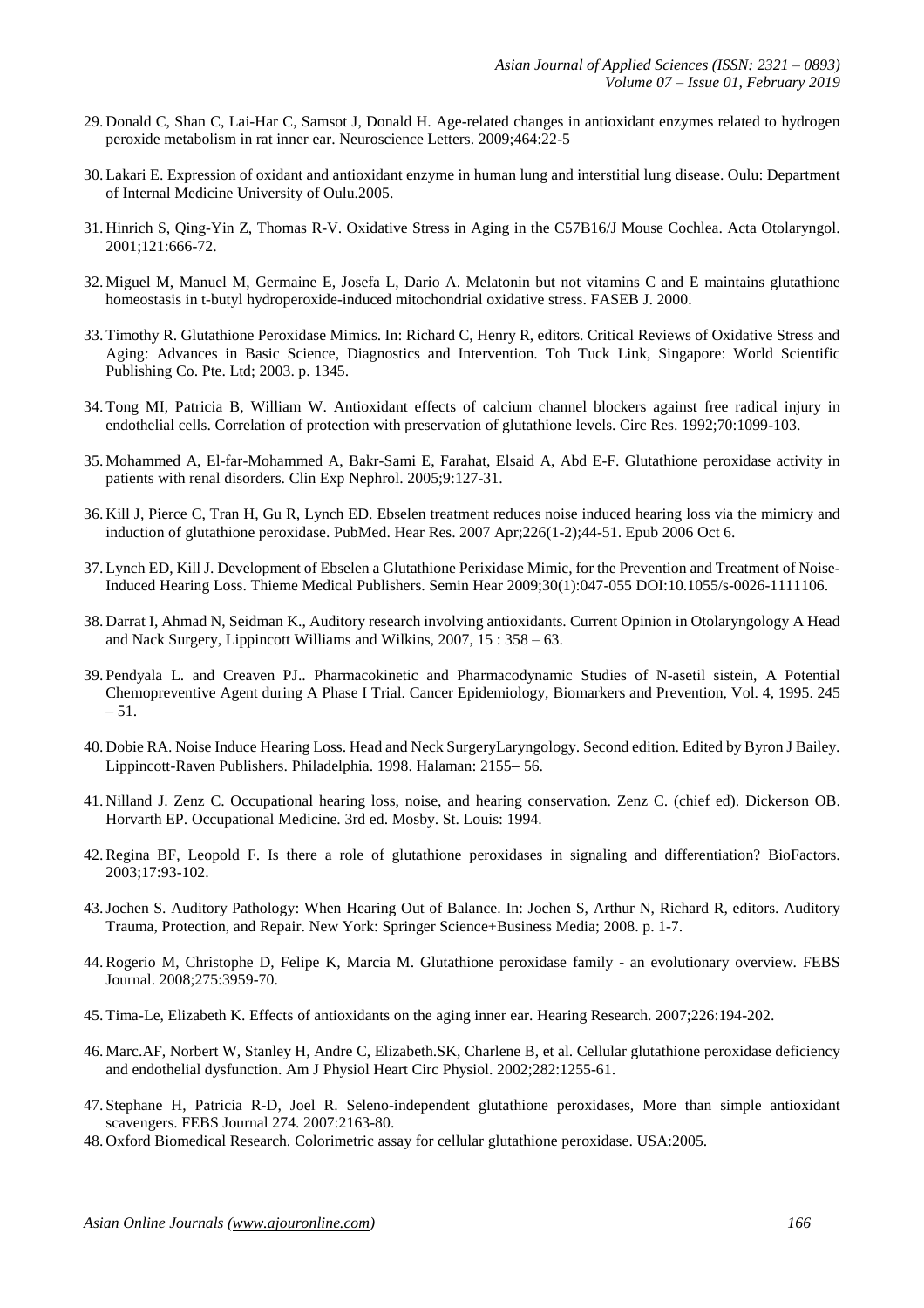29. Donald C, Shan C, Lai-Har C, Samsot J, Donald H. Age-related changes in antioxidant enzymes related to hydrogen peroxide metabolism in rat inner ear. Neuroscience Letters. 2009;464:22-5

30. Lakari E. Expression of oxidant and antioxidant enzyme in human lung and interstitial lung disease. Oulu: Department of Internal Medicine University of Oulu.2005.

31. Hinrich S, Qing-Yin Z, Thomas R-V. Oxidative Stress in Aging in the C57B16/J Mouse Cochlea. Acta Otolaryngol. 2001;121:666-72.

32. Miguel M, Manuel M, Germaine E, Josefa L, Dario A. Melatonin but not vitamins C and E maintains glutathione homeostasis in t-butyl hydroperoxide-induced mitochondrial oxidative stress. FASEB J. 2000.

33. Timothy R. Glutathione Peroxidase Mimics. In: Richard C, Henry R, editors. Critical Reviews of Oxidative Stress and Aging: Advances in Basic Science, Diagnostics and Intervention. Toh Tuck Link, Singapore: World Scientific Publishing Co. Pte. Ltd; 2003. p. 1345.

34. Tong MI, Patricia B, William W. Antioxidant effects of calcium channel blockers against free radical injury in endothelial cells. Correlation of protection with preservation of glutathione levels. Circ Res. 1992;70:1099-103.

35. Mohammed A, El-far-Mohammed A, Bakr-Sami E, Farahat, Elsaid A, Abd E-F. Glutathione peroxidase activity in patients with renal disorders. Clin Exp Nephrol. 2005;9:127-31.

36. Kill J, Pierce C, Tran H, Gu R, Lynch ED. Ebselen treatment reduces noise induced hearing loss via the mimicry and induction of glutathione peroxidase. PubMed. Hear Res. 2007 Apr;226(1-2);44-51. Epub 2006 Oct 6.

37. Lynch ED, Kill J. Development of Ebselen a Glutathione Perixidase Mimic, for the Prevention and Treatment of Noise-Induced Hearing Loss. Thieme Medical Publishers. Semin Hear 2009;30(1):047-055 DOI:10.1055/s-0026-1111106.

38. Darrat I, Ahmad N, Seidman K., Auditory research involving antioxidants. Current Opinion in Otolaryngology A Head and Nack Surgery, Lippincott Williams and Wilkins, 2007, 15 : 358 – 63.

39. Pendyala L. and Creaven PJ.. Pharmacokinetic and Pharmacodynamic Studies of N-asetil sistein, A Potential Chemopreventive Agent during A Phase I Trial. Cancer Epidemiology, Biomarkers and Prevention, Vol. 4, 1995. 245 – 51.

40. Dobie RA. Noise Induce Hearing Loss. Head and Neck SurgeryLaryngology. Second edition. Edited by Byron J Bailey. Lippincott-Raven Publishers. Philadelphia. 1998. Halaman: 2155– 56.

41. Nilland J. Zenz C. Occupational hearing loss, noise, and hearing conservation. Zenz C. (chief ed). Dickerson OB. Horvarth EP. Occupational Medicine. 3rd ed. Mosby. St. Louis: 1994.

42. Regina BF, Leopold F. Is there a role of glutathione peroxidases in signaling and differentiation? BioFactors. 2003;17:93-102.

43. Jochen S. Auditory Pathology: When Hearing Out of Balance. In: Jochen S, Arthur N, Richard R, editors. Auditory Trauma, Protection, and Repair. New York: Springer Science+Business Media; 2008. p. 1-7.

44. Rogerio M, Christophe D, Felipe K, Marcia M. Glutathione peroxidase family - an evolutionary overview. FEBS Journal. 2008;275:3959-70.

45. Tima-Le, Elizabeth K. Effects of antioxidants on the aging inner ear. Hearing Research. 2007;226:194-202.

46. Marc.AF, Norbert W, Stanley H, Andre C, Elizabeth.SK, Charlene B, et al. Cellular glutathione peroxidase deficiency and endothelial dysfunction. Am J Physiol Heart Circ Physiol. 2002;282:1255-61.

47. Stephane H, Patricia R-D, Joel R. Seleno-independent glutathione peroxidases, More than simple antioxidant scavengers. FEBS Journal 274. 2007:2163-80.

48. Oxford Biomedical Research. Colorimetric assay for cellular glutathione peroxidase. USA:2005.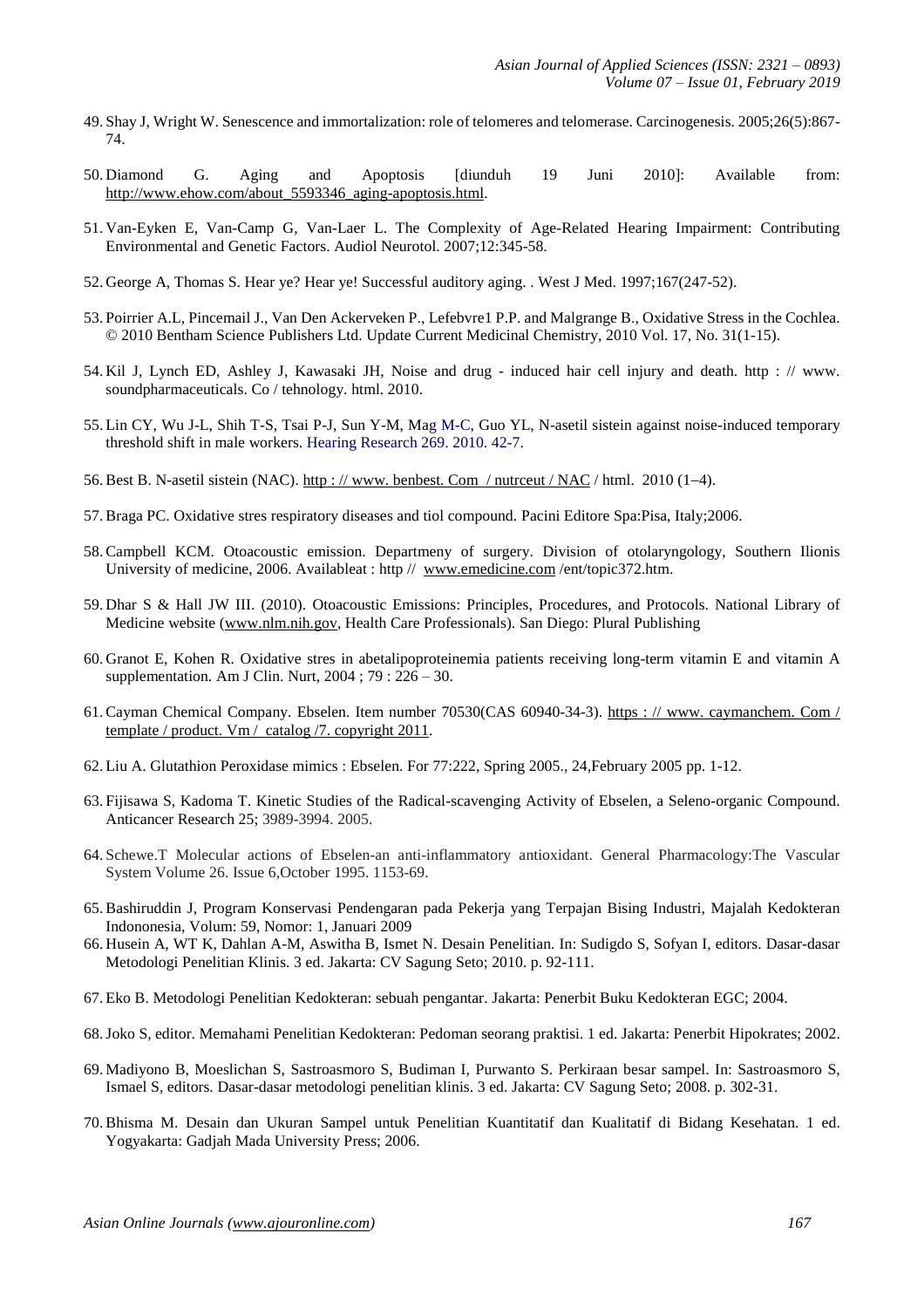49. Shay J, Wright W. Senescence and immortalization: role of telomeres and telomerase. Carcinogenesis. 2005;26(5):867-74.

50. Diamond G. Aging and Apoptosis [diunduh 19 Juni 2010]: Available from: http://www.ehow.com/about_5593346_aging-apoptosis.html.

51. Van-Eyken E, Van-Camp G, Van-Laer L. The Complexity of Age-Related Hearing Impairment: Contributing Environmental and Genetic Factors. Audiol Neurotol. 2007;12:345-58.

52. George A, Thomas S. Hear ye? Hear ye! Successful auditory aging. . West J Med. 1997;167(247-52).

53. Poirrier A.L, Pincemail J., Van Den Ackerveken P., Lefebvre1 P.P. and Malgrange B., Oxidative Stress in the Cochlea. © 2010 Bentham Science Publishers Ltd. Update Current Medicinal Chemistry, 2010 Vol. 17, No. 31(1-15).

54. Kil J, Lynch ED, Ashley J, Kawasaki JH, Noise and drug - induced hair cell injury and death. http : // www. soundpharmaceuticals. Co / tehnology. html. 2010.

55. Lin CY, Wu J-L, Shih T-S, Tsai P-J, Sun Y-M, Mag M-C, Guo YL, N-asetil sistein against noise-induced temporary threshold shift in male workers. Hearing Research 269. 2010. 42-7.

56. Best B. N-asetil sistein (NAC). http : // www. benbest. Com / nutrceut / NAC / html. 2010 (1–4).

57. Braga PC. Oxidative stres respiratory diseases and tiol compound. Pacini Editore Spa:Pisa, Italy;2006.

58. Campbell KCM. Otoacoustic emission. Departmeny of surgery. Division of otolaryngology, Southern Ilionis University of medicine, 2006. Availableat : http // www.emedicine.com /ent/topic372.htm.

59. Dhar S & Hall JW III. (2010). Otoacoustic Emissions: Principles, Procedures, and Protocols. National Library of Medicine website (www.nlm.nih.gov, Health Care Professionals). San Diego: Plural Publishing

60. Granot E, Kohen R. Oxidative stres in abetalipoproteinemia patients receiving long-term vitamin E and vitamin A supplementation. Am J Clin. Nurt, 2004 ; 79 : 226 – 30.

61. Cayman Chemical Company. Ebselen. Item number 70530(CAS 60940-34-3). https : // www. caymanchem. Com / template / product. Vm / catalog /7. copyright 2011.

62. Liu A. Glutathion Peroxidase mimics : Ebselen. For 77:222, Spring 2005., 24,February 2005 pp. 1-12.

63. Fijisawa S, Kadoma T. Kinetic Studies of the Radical-scavenging Activity of Ebselen, a Seleno-organic Compound. Anticancer Research 25; 3989-3994. 2005.

64. Schewe.T Molecular actions of Ebselen-an anti-inflammatory antioxidant. General Pharmacology:The Vascular System Volume 26. Issue 6,October 1995. 1153-69.

65. Bashiruddin J, Program Konservasi Pendengaran pada Pekerja yang Terpajan Bising Industri, Majalah Kedokteran Indononesia, Volum: 59, Nomor: 1, Januari 2009

66. Husein A, WT K, Dahlan A-M, Aswitha B, Ismet N. Desain Penelitian. In: Sudigdo S, Sofyan I, editors. Dasar-dasar Metodologi Penelitian Klinis. 3 ed. Jakarta: CV Sagung Seto; 2010. p. 92-111.

67. Eko B. Metodologi Penelitian Kedokteran: sebuah pengantar. Jakarta: Penerbit Buku Kedokteran EGC; 2004.

68. Joko S, editor. Memahami Penelitian Kedokteran: Pedoman seorang praktisi. 1 ed. Jakarta: Penerbit Hipokrates; 2002.

69. Madiyono B, Moeslichan S, Sastroasmoro S, Budiman I, Purwanto S. Perkiraan besar sampel. In: Sastroasmoro S, Ismael S, editors. Dasar-dasar metodologi penelitian klinis. 3 ed. Jakarta: CV Sagung Seto; 2008. p. 302-31.

70. Bhisma M. Desain dan Ukuran Sampel untuk Penelitian Kuantitatif dan Kualitatif di Bidang Kesehatan. 1 ed. Yogyakarta: Gadjah Mada University Press; 2006.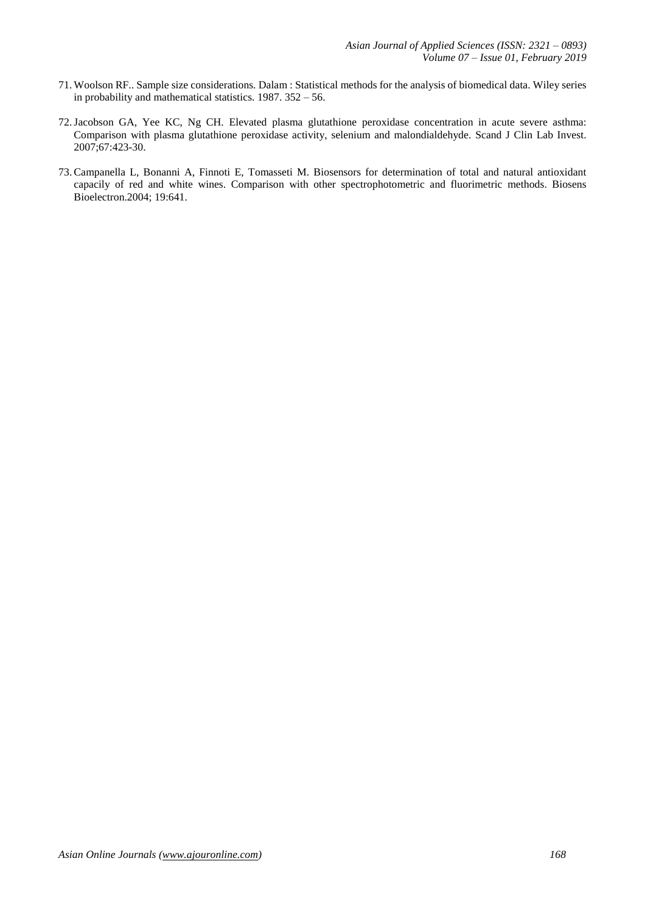71. Woolson RF.. Sample size considerations. Dalam : Statistical methods for the analysis of biomedical data. Wiley series in probability and mathematical statistics. 1987. 352 – 56.

72. Jacobson GA, Yee KC, Ng CH. Elevated plasma glutathione peroxidase concentration in acute severe asthma: Comparison with plasma glutathione peroxidase activity, selenium and malondialdehyde. Scand J Clin Lab Invest. 2007;67:423-30.

73. Campanella L, Bonanni A, Finnoti E, Tomasseti M. Biosensors for determination of total and natural antioxidant capacily of red and white wines. Comparison with other spectrophotometric and fluorimetric methods. Biosens Bioelectron.2004; 19:641.